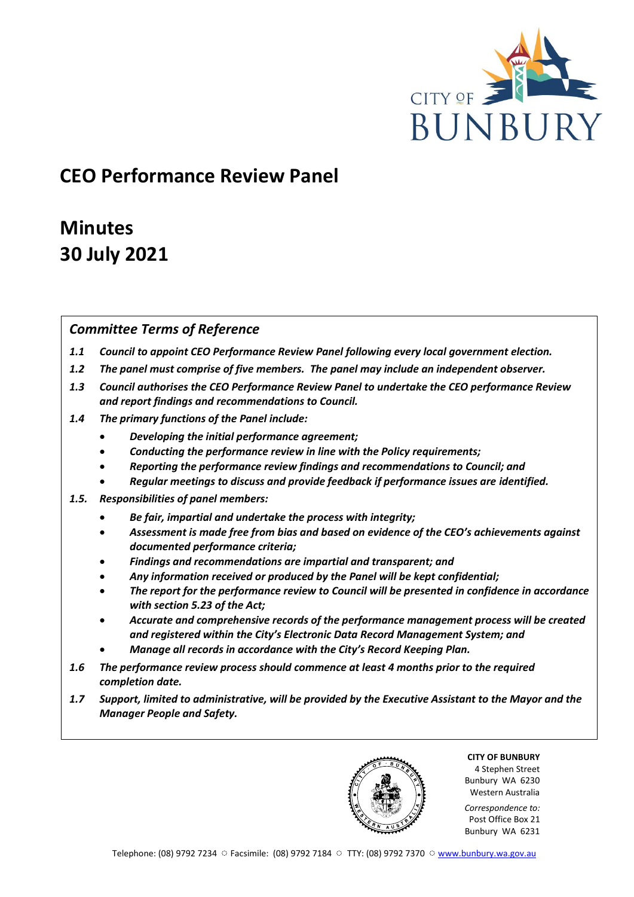CITY OF BUNBURY

# CEO Performance Review Panel

# Minutes
# 30 July 2021

## *Committee Terms of Reference*

***1.1*** ***Council to appoint CEO Performance Review Panel following every local government election.***

***1.2*** ***The panel must comprise of five members. The panel may include an independent observer.***

***1.3*** ***Council authorises the CEO Performance Review Panel to undertake the CEO performance Review and report findings and recommendations to Council.***

***1.4*** ***The primary functions of the Panel include:***

- ***Developing the initial performance agreement;***
- ***Conducting the performance review in line with the Policy requirements;***
- ***Reporting the performance review findings and recommendations to Council; and***
- ***Regular meetings to discuss and provide feedback if performance issues are identified.***

***1.5.*** ***Responsibilities of panel members:***

- ***Be fair, impartial and undertake the process with integrity;***
- ***Assessment is made free from bias and based on evidence of the CEO's achievements against documented performance criteria;***
- ***Findings and recommendations are impartial and transparent; and***
- ***Any information received or produced by the Panel will be kept confidential;***
- ***The report for the performance review to Council will be presented in confidence in accordance with section 5.23 of the Act;***
- ***Accurate and comprehensive records of the performance management process will be created and registered within the City's Electronic Data Record Management System; and***
- ***Manage all records in accordance with the City's Record Keeping Plan.***

***1.6*** ***The performance review process should commence at least 4 months prior to the required completion date.***

***1.7*** ***Support, limited to administrative, will be provided by the Executive Assistant to the Mayor and the Manager People and Safety.***

**CITY OF BUNBURY**
4 Stephen Street
Bunbury WA 6230
Western Australia

*Correspondence to:*
Post Office Box 21
Bunbury WA 6231

Telephone: (08) 9792 7234 ○ Facsimile: (08) 9792 7184 ○ TTY: (08) 9792 7370 ○ www.bunbury.wa.gov.au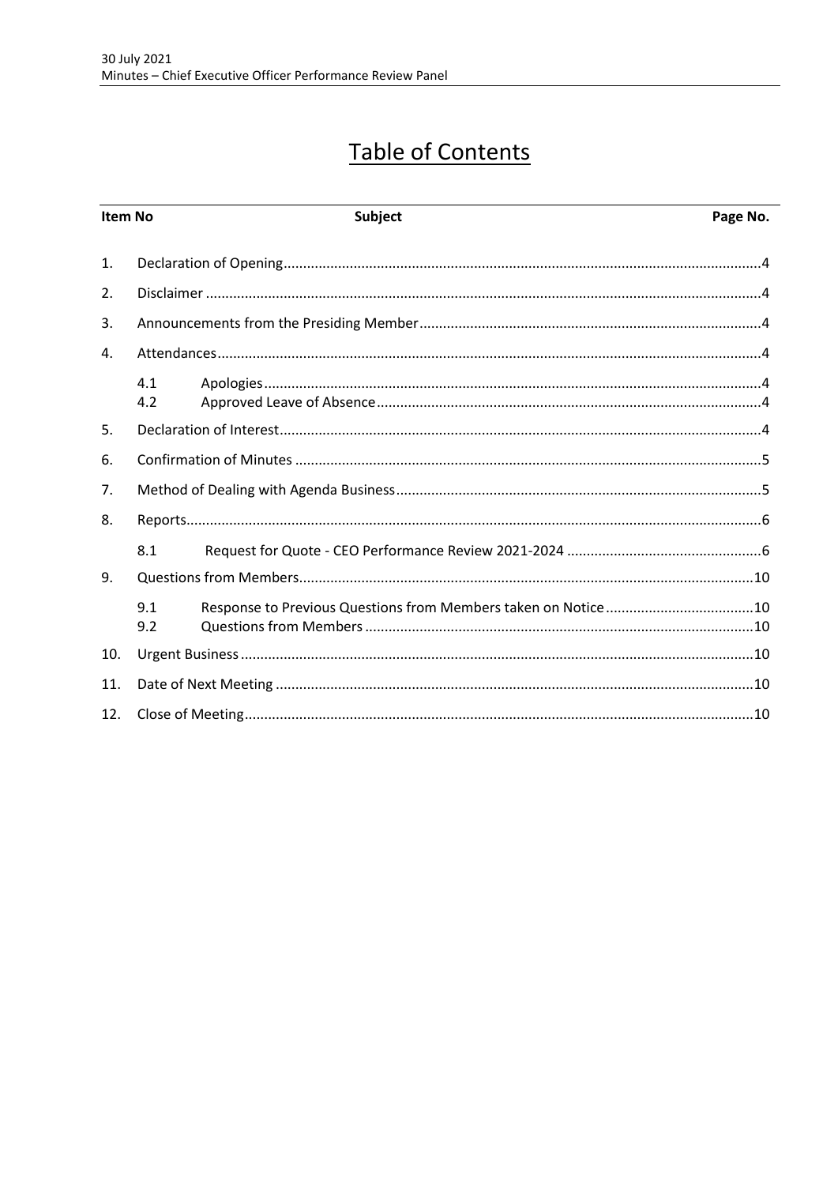# Table of Contents

| Item No | | Subject | Page No. |
|---|---|---|---|
| 1. | | Declaration of Opening | 4 |
| 2. | | Disclaimer | 4 |
| 3. | | Announcements from the Presiding Member | 4 |
| 4. | | Attendances | 4 |
| | 4.1 | Apologies | 4 |
| | 4.2 | Approved Leave of Absence | 4 |
| 5. | | Declaration of Interest | 4 |
| 6. | | Confirmation of Minutes | 5 |
| 7. | | Method of Dealing with Agenda Business | 5 |
| 8. | | Reports | 6 |
| | 8.1 | Request for Quote - CEO Performance Review 2021-2024 | 6 |
| 9. | | Questions from Members | 10 |
| | 9.1 | Response to Previous Questions from Members taken on Notice | 10 |
| | 9.2 | Questions from Members | 10 |
| 10. | | Urgent Business | 10 |
| 11. | | Date of Next Meeting | 10 |
| 12. | | Close of Meeting | 10 |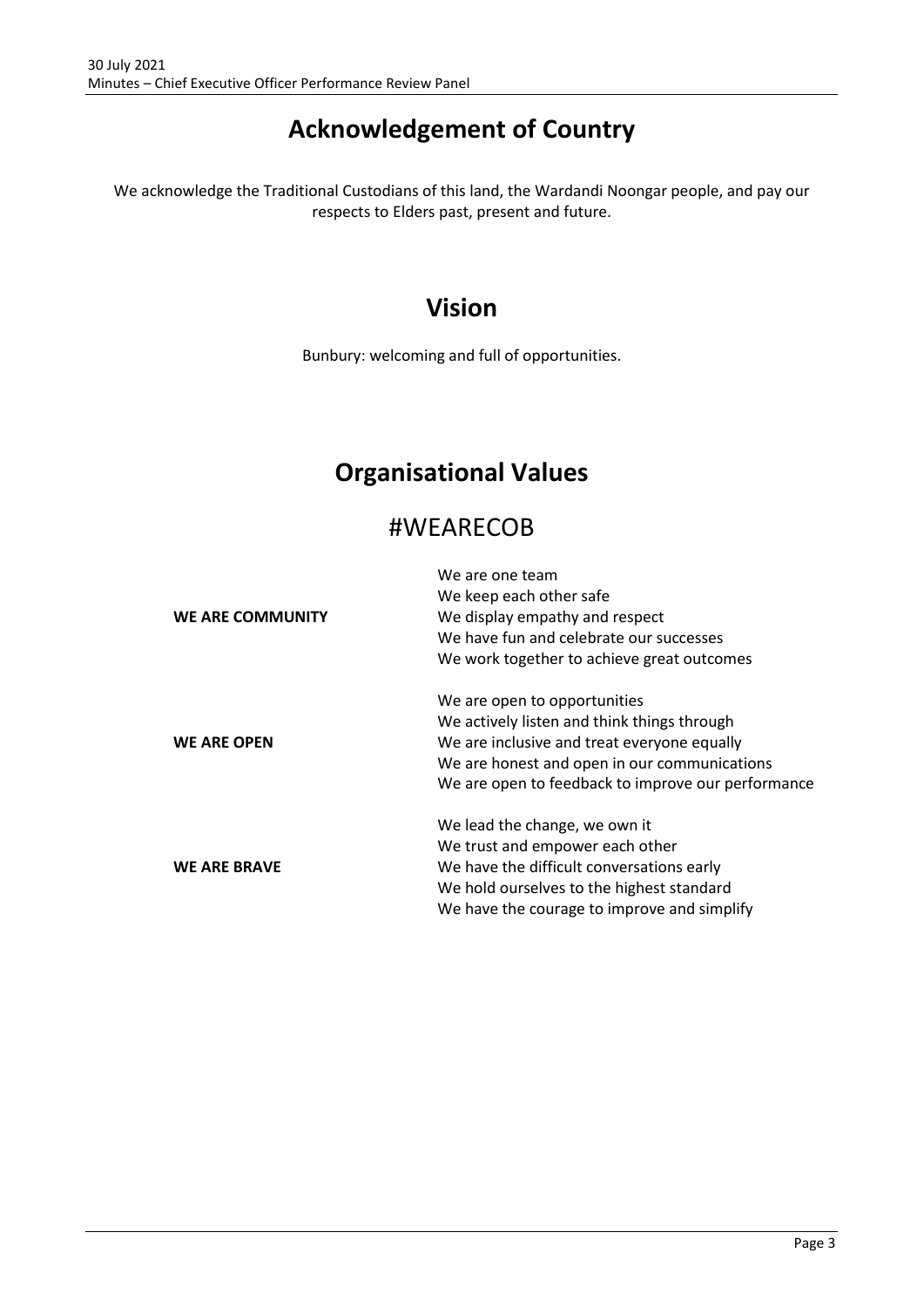# Acknowledgement of Country

We acknowledge the Traditional Custodians of this land, the Wardandi Noongar people, and pay our respects to Elders past, present and future.

# Vision

Bunbury: welcoming and full of opportunities.

# Organisational Values

## #WEARECOB

| | |
|---|---|
| **WE ARE COMMUNITY** | We are one team<br>We keep each other safe<br>We display empathy and respect<br>We have fun and celebrate our successes<br>We work together to achieve great outcomes |
| **WE ARE OPEN** | We are open to opportunities<br>We actively listen and think things through<br>We are inclusive and treat everyone equally<br>We are honest and open in our communications<br>We are open to feedback to improve our performance |
| **WE ARE BRAVE** | We lead the change, we own it<br>We trust and empower each other<br>We have the difficult conversations early<br>We hold ourselves to the highest standard<br>We have the courage to improve and simplify |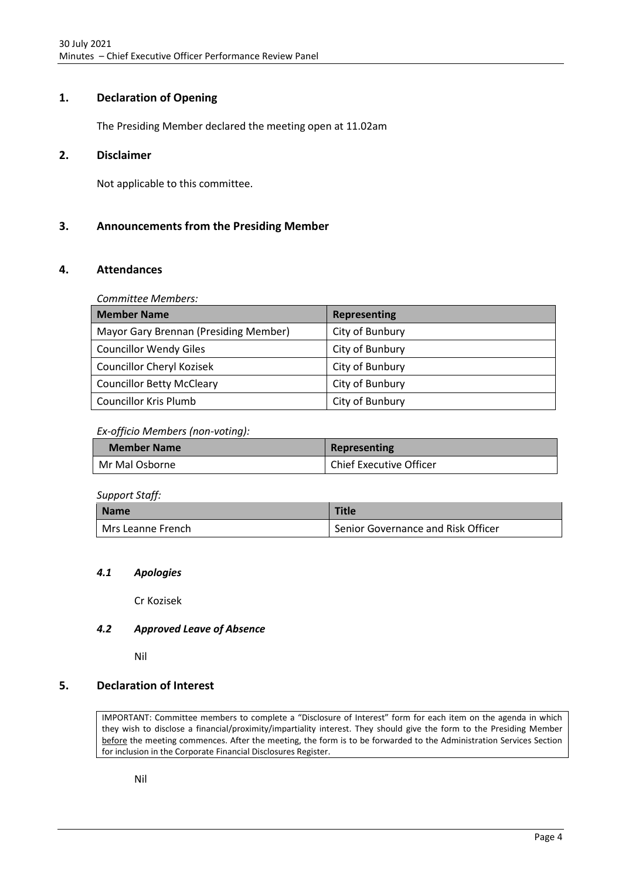## 1. Declaration of Opening

The Presiding Member declared the meeting open at 11.02am

## 2. Disclaimer

Not applicable to this committee.

## 3. Announcements from the Presiding Member

## 4. Attendances

*Committee Members:*

| Member Name | Representing |
|---|---|
| Mayor Gary Brennan (Presiding Member) | City of Bunbury |
| Councillor Wendy Giles | City of Bunbury |
| Councillor Cheryl Kozisek | City of Bunbury |
| Councillor Betty McCleary | City of Bunbury |
| Councillor Kris Plumb | City of Bunbury |

*Ex-officio Members (non-voting):*

| Member Name | Representing |
|---|---|
| Mr Mal Osborne | Chief Executive Officer |

*Support Staff:*

| Name | Title |
|---|---|
| Mrs Leanne French | Senior Governance and Risk Officer |

### *4.1 Apologies*

Cr Kozisek

### *4.2 Approved Leave of Absence*

Nil

## 5. Declaration of Interest

IMPORTANT: Committee members to complete a "Disclosure of Interest" form for each item on the agenda in which they wish to disclose a financial/proximity/impartiality interest. They should give the form to the Presiding Member before the meeting commences. After the meeting, the form is to be forwarded to the Administration Services Section for inclusion in the Corporate Financial Disclosures Register.

Nil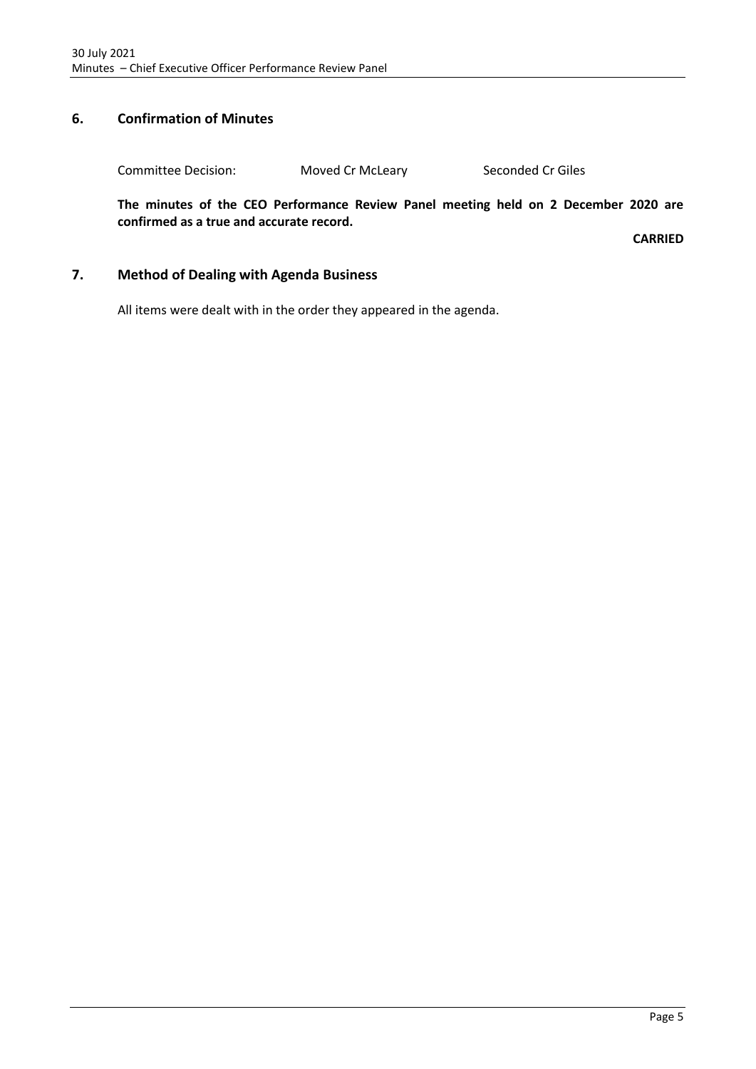## 6. Confirmation of Minutes

Committee Decision: Moved Cr McLeary Seconded Cr Giles

**The minutes of the CEO Performance Review Panel meeting held on 2 December 2020 are confirmed as a true and accurate record.**

**CARRIED**

## 7. Method of Dealing with Agenda Business

All items were dealt with in the order they appeared in the agenda.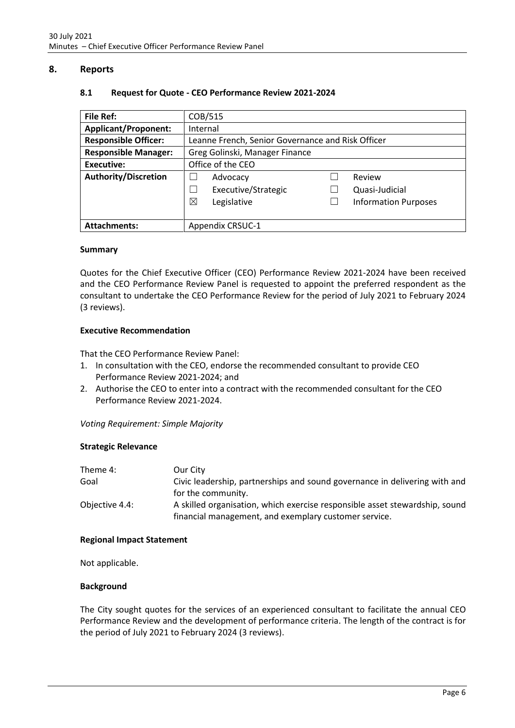## 8. Reports

### 8.1 Request for Quote - CEO Performance Review 2021-2024

| File Ref: | COB/515 |
|---|---|
| **Applicant/Proponent:** | Internal |
| **Responsible Officer:** | Leanne French, Senior Governance and Risk Officer |
| **Responsible Manager:** | Greg Golinski, Manager Finance |
| **Executive:** | Office of the CEO |
| **Authority/Discretion** | ☐ Advocacy ☐ Executive/Strategic ☒ Legislative ☐ Review ☐ Quasi-Judicial ☐ Information Purposes |
| **Attachments:** | Appendix CRSUC-1 |

**Summary**

Quotes for the Chief Executive Officer (CEO) Performance Review 2021-2024 have been received and the CEO Performance Review Panel is requested to appoint the preferred respondent as the consultant to undertake the CEO Performance Review for the period of July 2021 to February 2024 (3 reviews).

**Executive Recommendation**

That the CEO Performance Review Panel:

1. In consultation with the CEO, endorse the recommended consultant to provide CEO Performance Review 2021-2024; and
2. Authorise the CEO to enter into a contract with the recommended consultant for the CEO Performance Review 2021-2024.

*Voting Requirement: Simple Majority*

**Strategic Relevance**

| | |
|---|---|
| Theme 4: | Our City |
| Goal | Civic leadership, partnerships and sound governance in delivering with and for the community. |
| Objective 4.4: | A skilled organisation, which exercise responsible asset stewardship, sound financial management, and exemplary customer service. |

**Regional Impact Statement**

Not applicable.

**Background**

The City sought quotes for the services of an experienced consultant to facilitate the annual CEO Performance Review and the development of performance criteria. The length of the contract is for the period of July 2021 to February 2024 (3 reviews).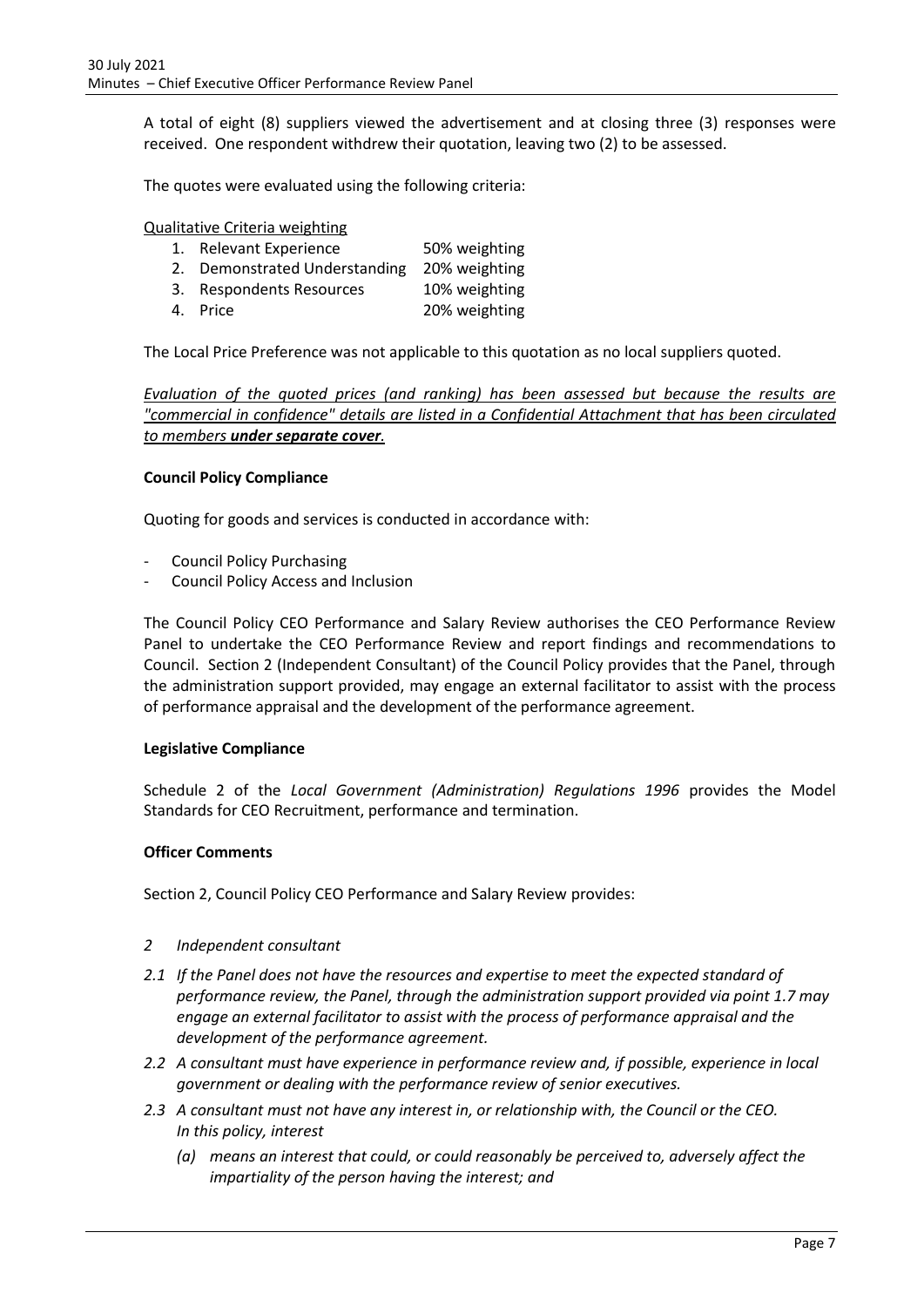A total of eight (8) suppliers viewed the advertisement and at closing three (3) responses were received. One respondent withdrew their quotation, leaving two (2) to be assessed.

The quotes were evaluated using the following criteria:

Qualitative Criteria weighting

1. Relevant Experience 50% weighting
2. Demonstrated Understanding 20% weighting
3. Respondents Resources 10% weighting
4. Price 20% weighting

The Local Price Preference was not applicable to this quotation as no local suppliers quoted.

*Evaluation of the quoted prices (and ranking) has been assessed but because the results are "commercial in confidence" details are listed in a Confidential Attachment that has been circulated to members **under separate cover**.*

**Council Policy Compliance**

Quoting for goods and services is conducted in accordance with:

- Council Policy Purchasing
- Council Policy Access and Inclusion

The Council Policy CEO Performance and Salary Review authorises the CEO Performance Review Panel to undertake the CEO Performance Review and report findings and recommendations to Council. Section 2 (Independent Consultant) of the Council Policy provides that the Panel, through the administration support provided, may engage an external facilitator to assist with the process of performance appraisal and the development of the performance agreement.

**Legislative Compliance**

Schedule 2 of the *Local Government (Administration) Regulations 1996* provides the Model Standards for CEO Recruitment, performance and termination.

**Officer Comments**

Section 2, Council Policy CEO Performance and Salary Review provides:

*2 Independent consultant*

*2.1 If the Panel does not have the resources and expertise to meet the expected standard of performance review, the Panel, through the administration support provided via point 1.7 may engage an external facilitator to assist with the process of performance appraisal and the development of the performance agreement.*

*2.2 A consultant must have experience in performance review and, if possible, experience in local government or dealing with the performance review of senior executives.*

*2.3 A consultant must not have any interest in, or relationship with, the Council or the CEO. In this policy, interest*

*(a) means an interest that could, or could reasonably be perceived to, adversely affect the impartiality of the person having the interest; and*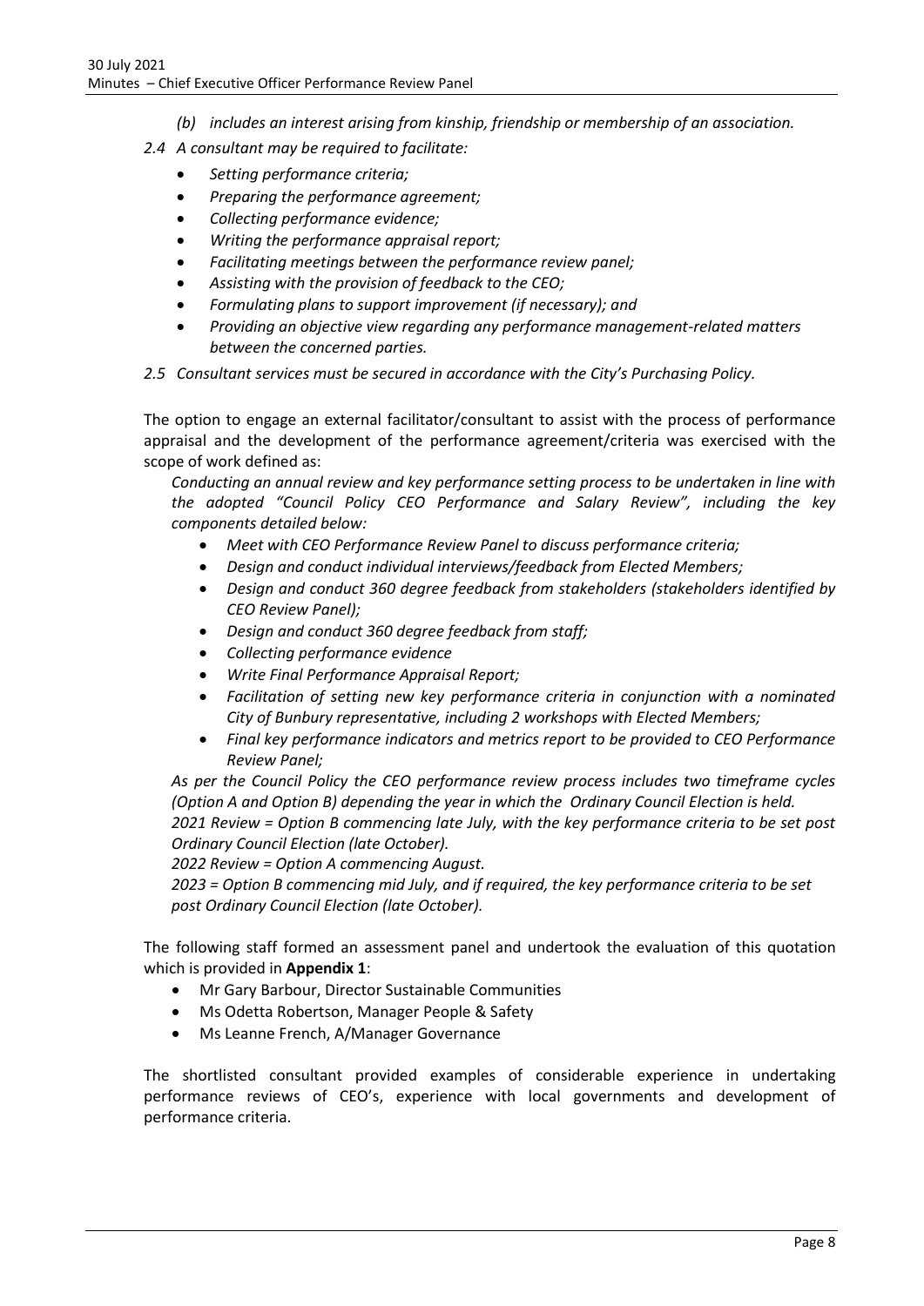*(b) includes an interest arising from kinship, friendship or membership of an association.*

*2.4 A consultant may be required to facilitate:*

- *Setting performance criteria;*
- *Preparing the performance agreement;*
- *Collecting performance evidence;*
- *Writing the performance appraisal report;*
- *Facilitating meetings between the performance review panel;*
- *Assisting with the provision of feedback to the CEO;*
- *Formulating plans to support improvement (if necessary); and*
- *Providing an objective view regarding any performance management-related matters between the concerned parties.*

*2.5 Consultant services must be secured in accordance with the City's Purchasing Policy.*

The option to engage an external facilitator/consultant to assist with the process of performance appraisal and the development of the performance agreement/criteria was exercised with the scope of work defined as:

*Conducting an annual review and key performance setting process to be undertaken in line with the adopted "Council Policy CEO Performance and Salary Review", including the key components detailed below:*

- *Meet with CEO Performance Review Panel to discuss performance criteria;*
- *Design and conduct individual interviews/feedback from Elected Members;*
- *Design and conduct 360 degree feedback from stakeholders (stakeholders identified by CEO Review Panel);*
- *Design and conduct 360 degree feedback from staff;*
- *Collecting performance evidence*
- *Write Final Performance Appraisal Report;*
- *Facilitation of setting new key performance criteria in conjunction with a nominated City of Bunbury representative, including 2 workshops with Elected Members;*
- *Final key performance indicators and metrics report to be provided to CEO Performance Review Panel;*

*As per the Council Policy the CEO performance review process includes two timeframe cycles (Option A and Option B) depending the year in which the Ordinary Council Election is held.*

*2021 Review = Option B commencing late July, with the key performance criteria to be set post Ordinary Council Election (late October).*

*2022 Review = Option A commencing August.*

*2023 = Option B commencing mid July, and if required, the key performance criteria to be set post Ordinary Council Election (late October).*

The following staff formed an assessment panel and undertook the evaluation of this quotation which is provided in **Appendix 1**:

- Mr Gary Barbour, Director Sustainable Communities
- Ms Odetta Robertson, Manager People & Safety
- Ms Leanne French, A/Manager Governance

The shortlisted consultant provided examples of considerable experience in undertaking performance reviews of CEO's, experience with local governments and development of performance criteria.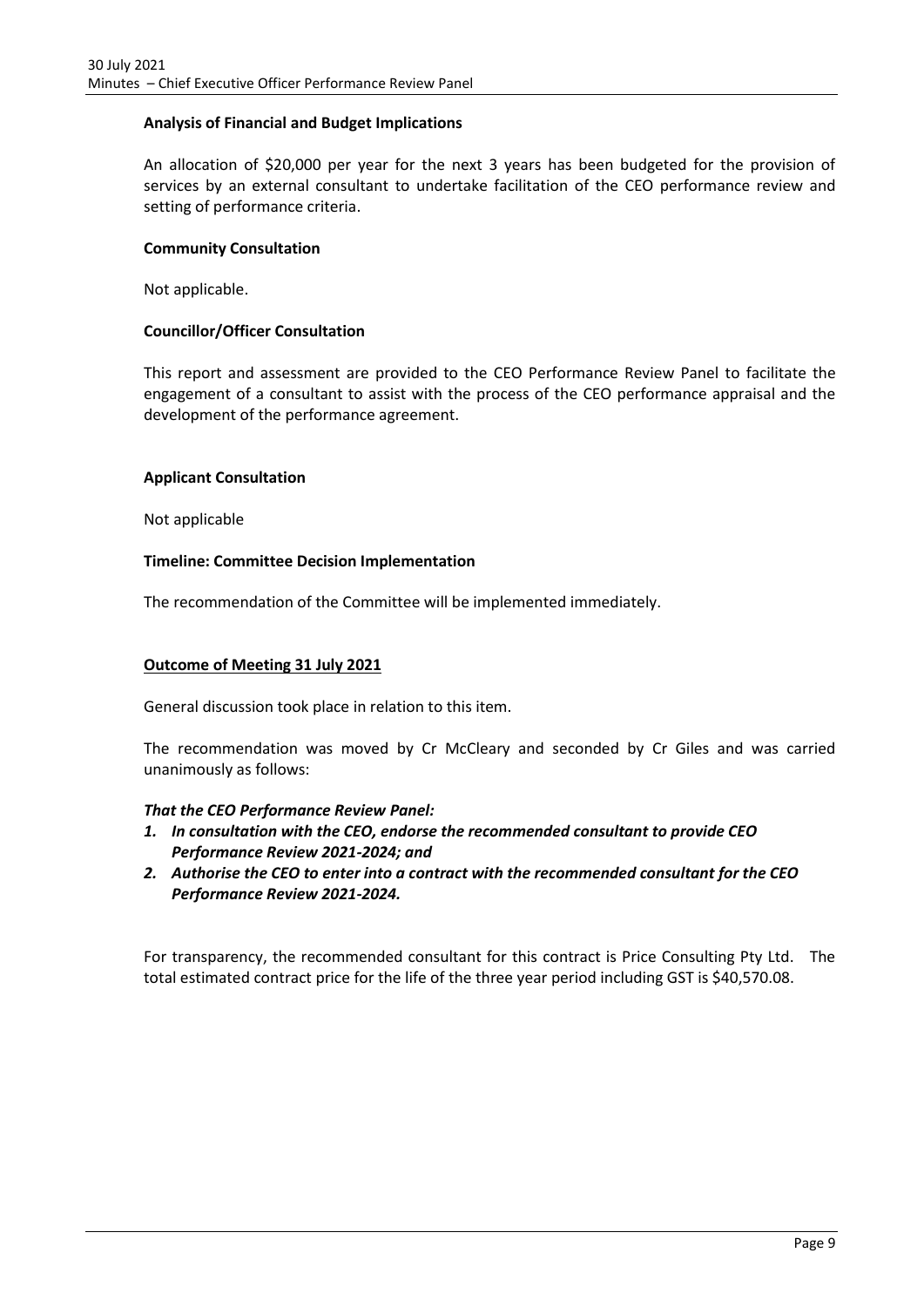**Analysis of Financial and Budget Implications**

An allocation of $20,000 per year for the next 3 years has been budgeted for the provision of services by an external consultant to undertake facilitation of the CEO performance review and setting of performance criteria.

**Community Consultation**

Not applicable.

**Councillor/Officer Consultation**

This report and assessment are provided to the CEO Performance Review Panel to facilitate the engagement of a consultant to assist with the process of the CEO performance appraisal and the development of the performance agreement.

**Applicant Consultation**

Not applicable

**Timeline: Committee Decision Implementation**

The recommendation of the Committee will be implemented immediately.

**Outcome of Meeting 31 July 2021**

General discussion took place in relation to this item.

The recommendation was moved by Cr McCleary and seconded by Cr Giles and was carried unanimously as follows:

***That the CEO Performance Review Panel:***

1. ***In consultation with the CEO, endorse the recommended consultant to provide CEO Performance Review 2021-2024; and***
2. ***Authorise the CEO to enter into a contract with the recommended consultant for the CEO Performance Review 2021-2024.***

For transparency, the recommended consultant for this contract is Price Consulting Pty Ltd. The total estimated contract price for the life of the three year period including GST is $40,570.08.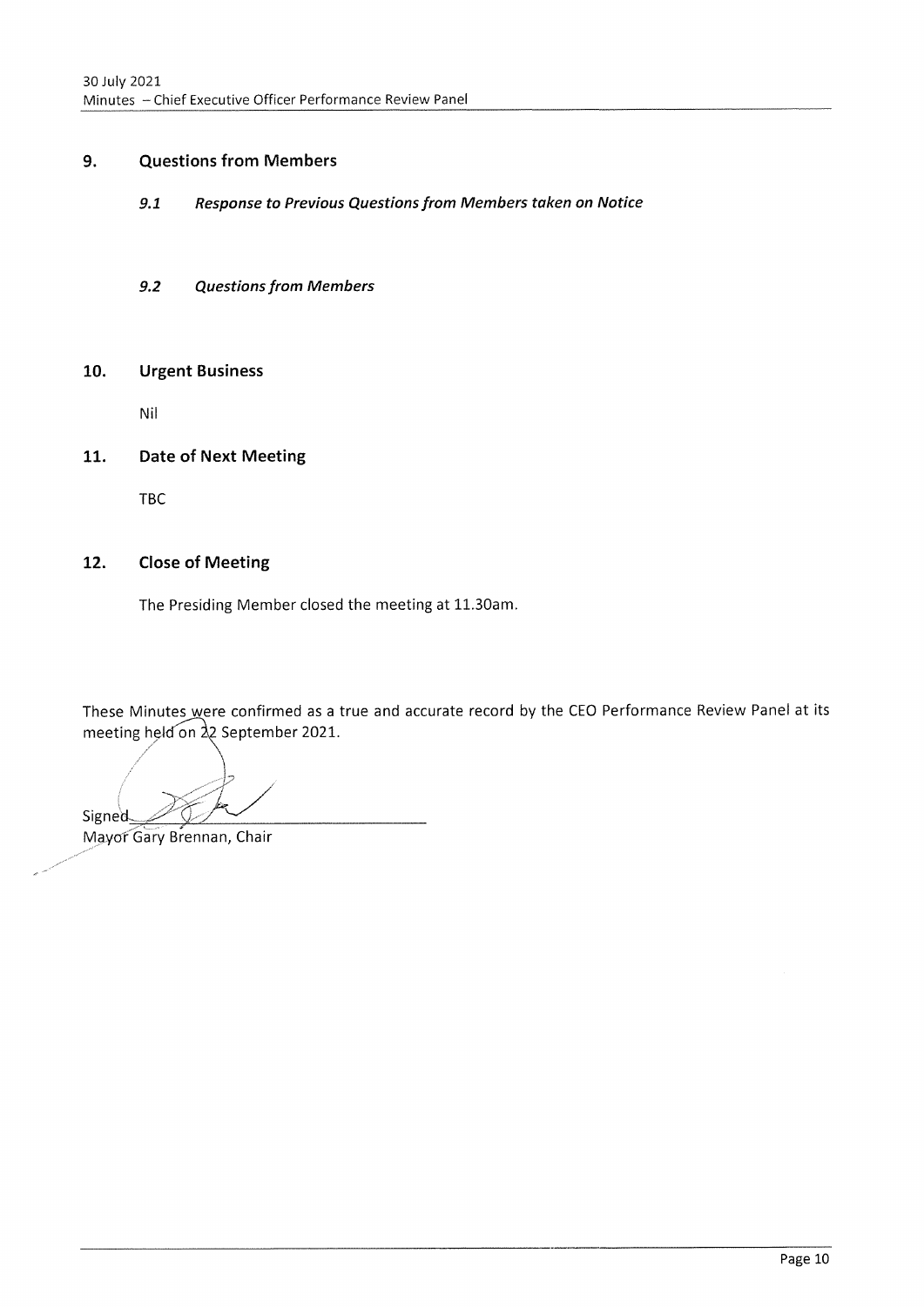## 9. Questions from Members

### *9.1 Response to Previous Questions from Members taken on Notice*

### *9.2 Questions from Members*

## 10. Urgent Business

Nil

## 11. Date of Next Meeting

TBC

## 12. Close of Meeting

The Presiding Member closed the meeting at 11.30am.

These Minutes were confirmed as a true and accurate record by the CEO Performance Review Panel at its meeting held on 22 September 2021.

Signed\_\_\_\_\_\_\_\_\_\_\_\_\_\_\_\_\_\_\_\_\_\_\_\_\_\_\_\_\_\_

Mayor Gary Brennan, Chair